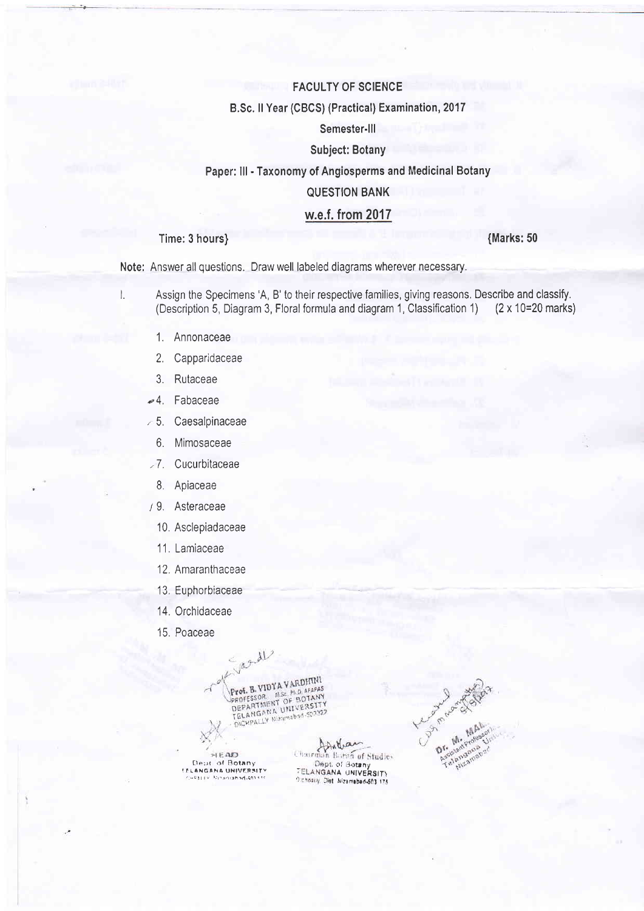**FACULTY OF SCIENCE**

**B.Sc. II Year (CBCS) (Practical) Examination, 2017**

**Semester-III**

**Subject: Botany**

**Paper: III - Taxonomy of Angiosperms and Medicinal Botany**

**QUESTION BANK**

**w.e.f. from 2017**

**Time: 3 hours}** **{Marks: 50**

Note: Answer all questions. Draw well labeled diagrams wherever necessary.

I. Assign the Specimens 'A, B' to their respective families, giving reasons. Describe and classify. (Description 5, Diagram 3, Floral formula and diagram 1, Classification 1) (2 x 10=20 marks)

1. Annonaceae
2. Capparidaceae
3. Rutaceae
4. Fabaceae
5. Caesalpinaceae
6. Mimosaceae
7. Cucurbitaceae
8. Apiaceae
9. Asteraceae
10. Asclepiadaceae
11. Lamiaceae
12. Amaranthaceae
13. Euphorbiaceae
14. Orchidaceae
15. Poaceae

Prof. B. VIDYA VARDHINI
PROFESSOR M.Sc., Ph.D, AFAPAS
DEPARTMENT OF BOTANY
TELANGANA UNIVERSITY
DICHPALLY Nizamabad-503322

HEAD
Dept. of Botany
TELANGANA UNIVERSITY

Chairman Board of Studies
Dept. of Botany
TELANGANA UNIVERSITY
Dichpally, Dist. Nizamabad-503 175

Dr. M. MA...
Assistant Professor
Telangana University
Nizamabad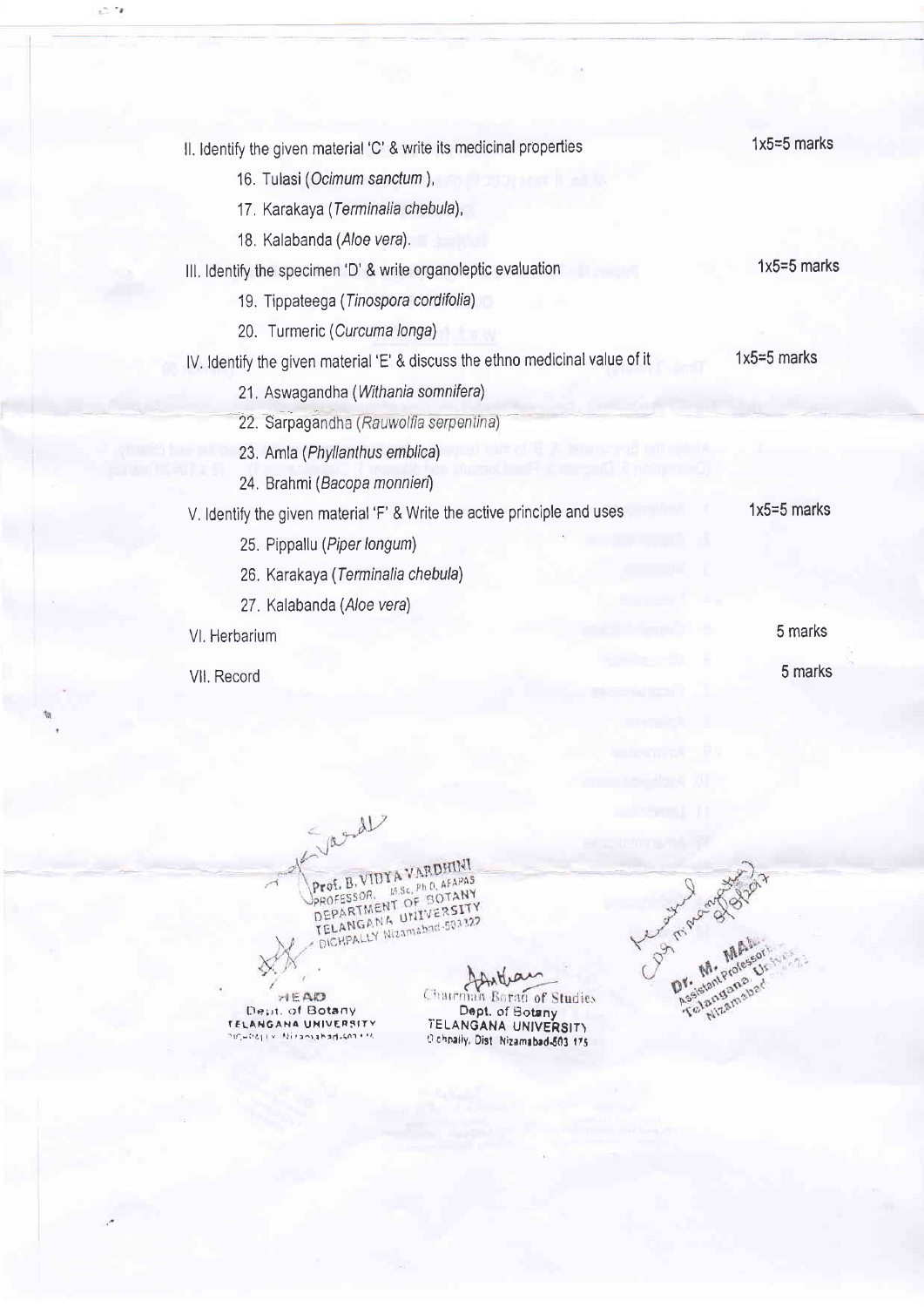II. Identify the given material 'C' & write its medicinal properties — 1x5=5 marks

16. Tulasi (*Ocimum sanctum* ),
17. Karakaya (*Terminalia chebula*),
18. Kalabanda (*Aloe vera*).

III. Identify the specimen 'D' & write organoleptic evaluation — 1x5=5 marks

19. Tippateega (*Tinospora cordifolia*)
20. Turmeric (*Curcuma longa*)

IV. Identify the given material 'E' & discuss the ethno medicinal value of it — 1x5=5 marks

21. Aswagandha (*Withania somnifera*)
22. Sarpagandha (*Rauwolfia serpentina*)
23. Amla (*Phyllanthus emblica*)
24. Brahmi (*Bacopa monnieri*)

V. Identify the given material 'F' & Write the active principle and uses — 1x5=5 marks

25. Pippallu (*Piper longum*)
26. Karakaya (*Terminalia chebula*)
27. Kalabanda (*Aloe vera*)

VI. Herbarium — 5 marks

VII. Record — 5 marks

Prof. B. VIDYA VARDHINI
PROFESSOR, M.Sc, Ph.D, AFAPAS
DEPARTMENT OF BOTANY
TELANGANA UNIVERSITY
DICHPALLY Nizamabad-503322

HEAD
Dept. of Botany
TELANGANA UNIVERSITY

Chairman Board of Studies
Dept. of Botany
TELANGANA UNIVERSITY
Dichpally, Dist. Nizamabad-503 175

Dr. M. MA...
Assistant Professor
Telangana Univ...
Nizamabad